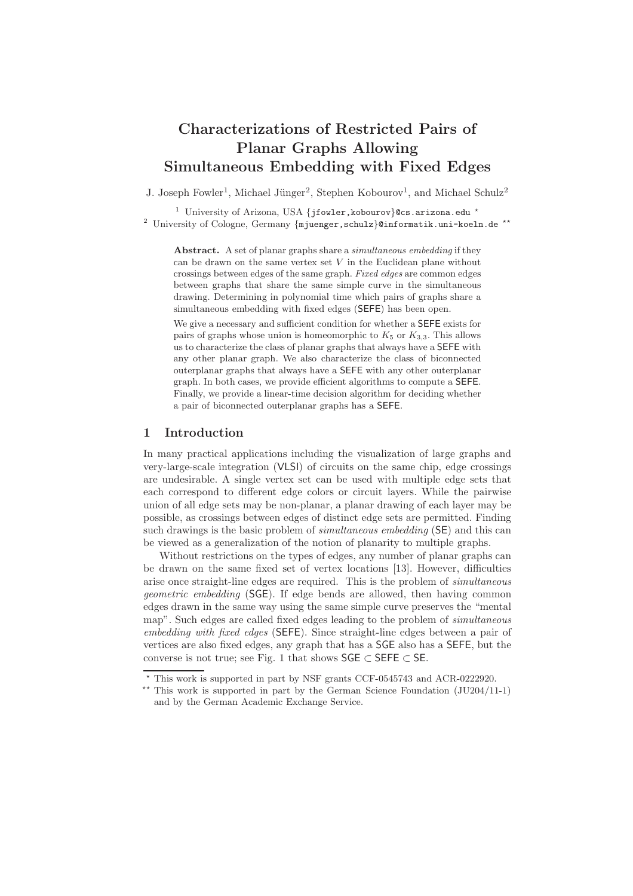# Characterizations of Restricted Pairs of Planar Graphs Allowing Simultaneous Embedding with Fixed Edges

J. Joseph Fowler[1], Michael Jünger[2], Stephen Kobourov[1], and Michael Schulz[2]

[1] University of Arizona, USA {jfowler,kobourov}@cs.arizona.edu *

[2] University of Cologne, Germany {mjuenger,schulz}@informatik.uni-koeln.de **

**Abstract.** A set of planar graphs share a *simultaneous embedding* if they can be drawn on the same vertex set $V$ in the Euclidean plane without crossings between edges of the same graph. *Fixed edges* are common edges between graphs that share the same simple curve in the simultaneous drawing. Determining in polynomial time which pairs of graphs share a simultaneous embedding with fixed edges (SEFE) has been open.

We give a necessary and sufficient condition for whether a SEFE exists for pairs of graphs whose union is homeomorphic to $K_5$ or $K_{3,3}$. This allows us to characterize the class of planar graphs that always have a SEFE with any other planar graph. We also characterize the class of biconnected outerplanar graphs that always have a SEFE with any other outerplanar graph. In both cases, we provide efficient algorithms to compute a SEFE. Finally, we provide a linear-time decision algorithm for deciding whether a pair of biconnected outerplanar graphs has a SEFE.

## 1 Introduction

In many practical applications including the visualization of large graphs and very-large-scale integration (VLSI) of circuits on the same chip, edge crossings are undesirable. A single vertex set can be used with multiple edge sets that each correspond to different edge colors or circuit layers. While the pairwise union of all edge sets may be non-planar, a planar drawing of each layer may be possible, as crossings between edges of distinct edge sets are permitted. Finding such drawings is the basic problem of *simultaneous embedding* (SE) and this can be viewed as a generalization of the notion of planarity to multiple graphs.

Without restrictions on the types of edges, any number of planar graphs can be drawn on the same fixed set of vertex locations [13]. However, difficulties arise once straight-line edges are required. This is the problem of *simultaneous geometric embedding* (SGE). If edge bends are allowed, then having common edges drawn in the same way using the same simple curve preserves the "mental map". Such edges are called fixed edges leading to the problem of *simultaneous embedding with fixed edges* (SEFE). Since straight-line edges between a pair of vertices are also fixed edges, any graph that has a SGE also has a SEFE, but the converse is not true; see Fig. 1 that shows SGE $\subset$ SEFE $\subset$ SE.

* This work is supported in part by NSF grants CCF-0545743 and ACR-0222920.

** This work is supported in part by the German Science Foundation (JU204/11-1) and by the German Academic Exchange Service.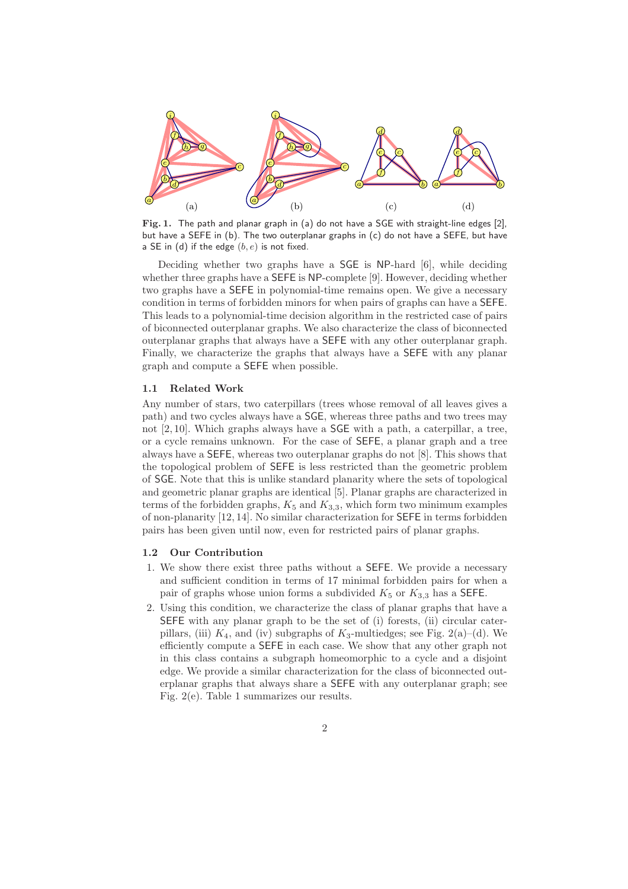**Fig. 1.** The path and planar graph in (a) do not have a SGE with straight-line edges [2], but have a SEFE in (b). The two outerplanar graphs in (c) do not have a SEFE, but have a SE in (d) if the edge $(b, e)$ is not fixed.

Deciding whether two graphs have a SGE is NP-hard [6], while deciding whether three graphs have a SEFE is NP-complete [9]. However, deciding whether two graphs have a SEFE in polynomial-time remains open. We give a necessary condition in terms of forbidden minors for when pairs of graphs can have a SEFE. This leads to a polynomial-time decision algorithm in the restricted case of pairs of biconnected outerplanar graphs. We also characterize the class of biconnected outerplanar graphs that always have a SEFE with any other outerplanar graph. Finally, we characterize the graphs that always have a SEFE with any planar graph and compute a SEFE when possible.

### 1.1 Related Work

Any number of stars, two caterpillars (trees whose removal of all leaves gives a path) and two cycles always have a SGE, whereas three paths and two trees may not [2, 10]. Which graphs always have a SGE with a path, a caterpillar, a tree, or a cycle remains unknown. For the case of SEFE, a planar graph and a tree always have a SEFE, whereas two outerplanar graphs do not [8]. This shows that the topological problem of SEFE is less restricted than the geometric problem of SGE. Note that this is unlike standard planarity where the sets of topological and geometric planar graphs are identical [5]. Planar graphs are characterized in terms of the forbidden graphs, $K_5$ and $K_{3,3}$, which form two minimum examples of non-planarity [12, 14]. No similar characterization for SEFE in terms forbidden pairs has been given until now, even for restricted pairs of planar graphs.

### 1.2 Our Contribution

1. We show there exist three paths without a SEFE. We provide a necessary and sufficient condition in terms of 17 minimal forbidden pairs for when a pair of graphs whose union forms a subdivided $K_5$ or $K_{3,3}$ has a SEFE.
2. Using this condition, we characterize the class of planar graphs that have a SEFE with any planar graph to be the set of (i) forests, (ii) circular caterpillars, (iii) $K_4$, and (iv) subgraphs of $K_3$-multiedges; see Fig. 2(a)–(d). We efficiently compute a SEFE in each case. We show that any other graph not in this class contains a subgraph homeomorphic to a cycle and a disjoint edge. We provide a similar characterization for the class of biconnected outerplanar graphs that always share a SEFE with any outerplanar graph; see Fig. 2(e). Table 1 summarizes our results.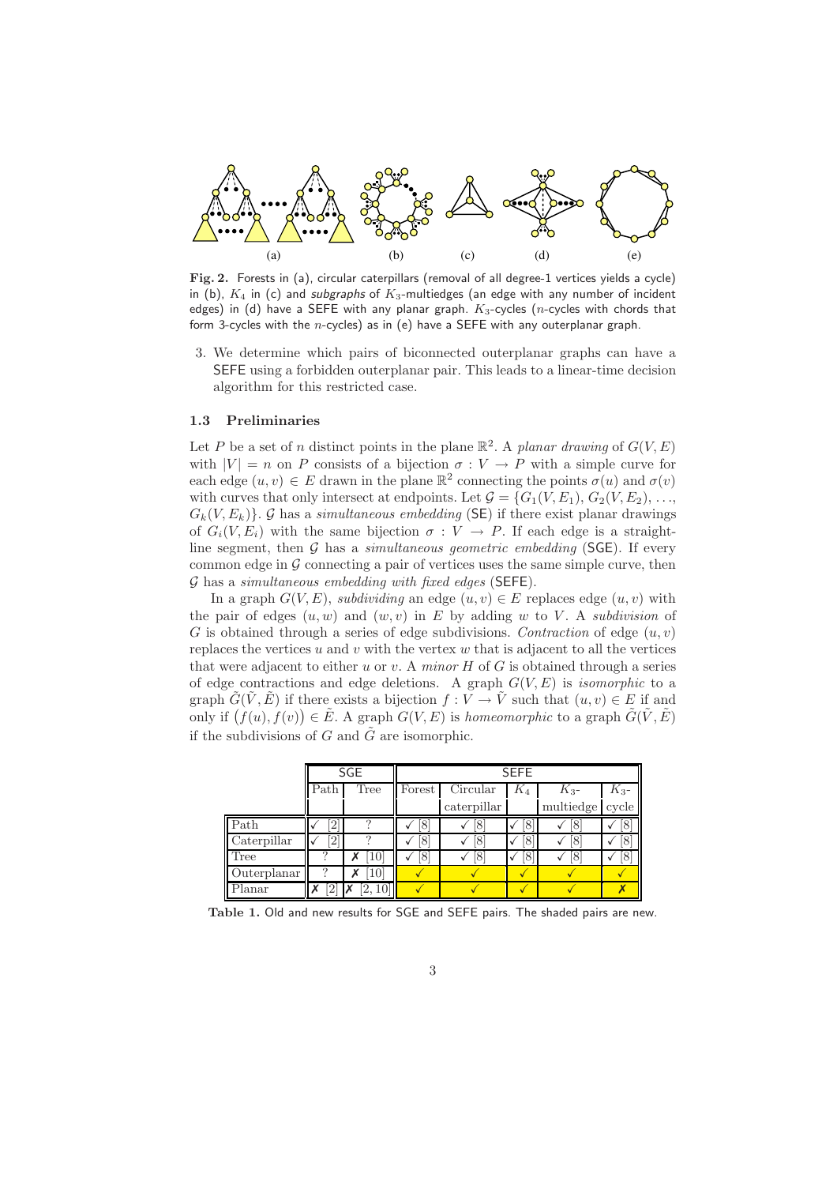Fig. 2. Forests in (a), circular caterpillars (removal of all degree-1 vertices yields a cycle) in (b), $K_4$ in (c) and *subgraphs* of $K_3$-multiedges (an edge with any number of incident edges) in (d) have a SEFE with any planar graph. $K_3$-cycles ($n$-cycles with chords that form 3-cycles with the $n$-cycles) as in (e) have a SEFE with any outerplanar graph.

3. We determine which pairs of biconnected outerplanar graphs can have a SEFE using a forbidden outerplanar pair. This leads to a linear-time decision algorithm for this restricted case.

### 1.3 Preliminaries

Let $P$ be a set of $n$ distinct points in the plane $\mathbb{R}^2$. A *planar drawing* of $G(V, E)$ with $|V| = n$ on $P$ consists of a bijection $\sigma : V \rightarrow P$ with a simple curve for each edge $(u, v) \in E$ drawn in the plane $\mathbb{R}^2$ connecting the points $\sigma(u)$ and $\sigma(v)$ with curves that only intersect at endpoints. Let $\mathcal{G} = \{G_1(V, E_1), G_2(V, E_2), \ldots, G_k(V, E_k)\}$. $\mathcal{G}$ has a *simultaneous embedding* (SE) if there exist planar drawings of $G_i(V, E_i)$ with the same bijection $\sigma : V \rightarrow P$. If each edge is a straight-line segment, then $\mathcal{G}$ has a *simultaneous geometric embedding* (SGE). If every common edge in $\mathcal{G}$ connecting a pair of vertices uses the same simple curve, then $\mathcal{G}$ has a *simultaneous embedding with fixed edges* (SEFE).

In a graph $G(V, E)$, *subdividing* an edge $(u, v) \in E$ replaces edge $(u, v)$ with the pair of edges $(u, w)$ and $(w, v)$ in $E$ by adding $w$ to $V$. A *subdivision* of $G$ is obtained through a series of edge subdivisions. *Contraction* of edge $(u, v)$ replaces the vertices $u$ and $v$ with the vertex $w$ that is adjacent to all the vertices that were adjacent to either $u$ or $v$. A *minor* $H$ of $G$ is obtained through a series of edge contractions and edge deletions. A graph $G(V, E)$ is *isomorphic* to a graph $\tilde{G}(\tilde{V}, \tilde{E})$ if there exists a bijection $f : V \rightarrow \tilde{V}$ such that $(u, v) \in E$ if and only if $\big(f(u), f(v)\big) \in \tilde{E}$. A graph $G(V, E)$ is *homeomorphic* to a graph $\tilde{G}(\tilde{V}, \tilde{E})$ if the subdivisions of $G$ and $\tilde{G}$ are isomorphic.

| | SGE | | SEFE | | | | |
|---|---|---|---|---|---|---|---|
| | Path | Tree | Forest | Circular caterpillar | $K_4$ | $K_3$-multiedge | $K_3$-cycle |
| Path | ✓ [2] | ? | ✓ [8] | ✓ [8] | ✓ [8] | ✓ [8] | ✓ [8] |
| Caterpillar | ✓ [2] | ? | ✓ [8] | ✓ [8] | ✓ [8] | ✓ [8] | ✓ [8] |
| Tree | ? | ✗ [10] | ✓ [8] | ✓ [8] | ✓ [8] | ✓ [8] | ✓ [8] |
| Outerplanar | ? | ✗ [10] | ✓ | ✓ | ✓ | ✓ | ✓ |
| Planar | ✗ [2] | ✗ [2, 10] | ✓ | ✓ | ✓ | ✓ | ✗ |

Table 1. Old and new results for SGE and SEFE pairs. The shaded pairs are new.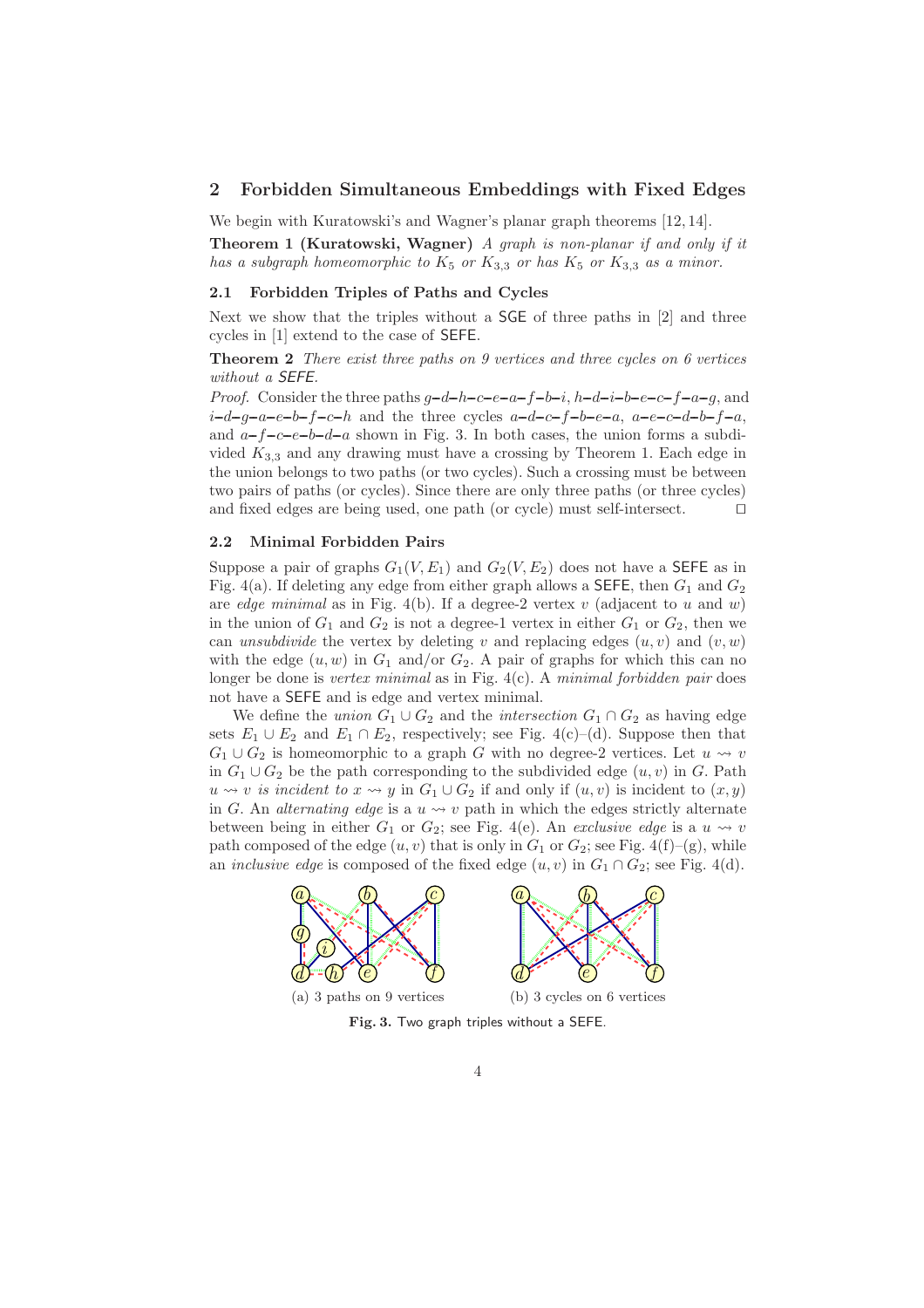## 2 Forbidden Simultaneous Embeddings with Fixed Edges

We begin with Kuratowski's and Wagner's planar graph theorems [12, 14].

**Theorem 1 (Kuratowski, Wagner)** *A graph is non-planar if and only if it has a subgraph homeomorphic to $K_5$ or $K_{3,3}$ or has $K_5$ or $K_{3,3}$ as a minor.*

### 2.1 Forbidden Triples of Paths and Cycles

Next we show that the triples without a SGE of three paths in [2] and three cycles in [1] extend to the case of SEFE.

**Theorem 2** *There exist three paths on 9 vertices and three cycles on 6 vertices without a SEFE.*

*Proof.* Consider the three paths $g$–$d$–$h$–$c$–$e$–$a$–$f$–$b$–$i$, $h$–$d$–$i$–$b$–$e$–$c$–$f$–$a$–$g$, and $i$–$d$–$g$–$a$–$e$–$b$–$f$–$c$–$h$ and the three cycles $a$–$d$–$c$–$f$–$b$–$e$–$a$, $a$–$e$–$c$–$d$–$b$–$f$–$a$, and $a$–$f$–$c$–$e$–$b$–$d$–$a$ shown in Fig. 3. In both cases, the union forms a subdivided $K_{3,3}$ and any drawing must have a crossing by Theorem 1. Each edge in the union belongs to two paths (or two cycles). Such a crossing must be between two pairs of paths (or cycles). Since there are only three paths (or three cycles) and fixed edges are being used, one path (or cycle) must self-intersect. □

### 2.2 Minimal Forbidden Pairs

Suppose a pair of graphs $G_1(V, E_1)$ and $G_2(V, E_2)$ does not have a SEFE as in Fig. 4(a). If deleting any edge from either graph allows a SEFE, then $G_1$ and $G_2$ are *edge minimal* as in Fig. 4(b). If a degree-2 vertex $v$ (adjacent to $u$ and $w$) in the union of $G_1$ and $G_2$ is not a degree-1 vertex in either $G_1$ or $G_2$, then we can *unsubdivide* the vertex by deleting $v$ and replacing edges $(u, v)$ and $(v, w)$ with the edge $(u, w)$ in $G_1$ and/or $G_2$. A pair of graphs for which this can no longer be done is *vertex minimal* as in Fig. 4(c). A *minimal forbidden pair* does not have a SEFE and is edge and vertex minimal.

We define the *union* $G_1 \cup G_2$ and the *intersection* $G_1 \cap G_2$ as having edge sets $E_1 \cup E_2$ and $E_1 \cap E_2$, respectively; see Fig. 4(c)–(d). Suppose then that $G_1 \cup G_2$ is homeomorphic to a graph $G$ with no degree-2 vertices. Let $u \rightsquigarrow v$ in $G_1 \cup G_2$ be the path corresponding to the subdivided edge $(u, v)$ in $G$. Path $u \rightsquigarrow v$ *is incident to* $x \rightsquigarrow y$ in $G_1 \cup G_2$ if and only if $(u, v)$ is incident to $(x, y)$ in $G$. An *alternating edge* is a $u \rightsquigarrow v$ path in which the edges strictly alternate between being in either $G_1$ or $G_2$; see Fig. 4(e). An *exclusive edge* is a $u \rightsquigarrow v$ path composed of the edge $(u, v)$ that is only in $G_1$ or $G_2$; see Fig. 4(f)–(g), while an *inclusive edge* is composed of the fixed edge $(u, v)$ in $G_1 \cap G_2$; see Fig. 4(d).

(a) 3 paths on 9 vertices

(b) 3 cycles on 6 vertices

**Fig. 3.** Two graph triples without a SEFE.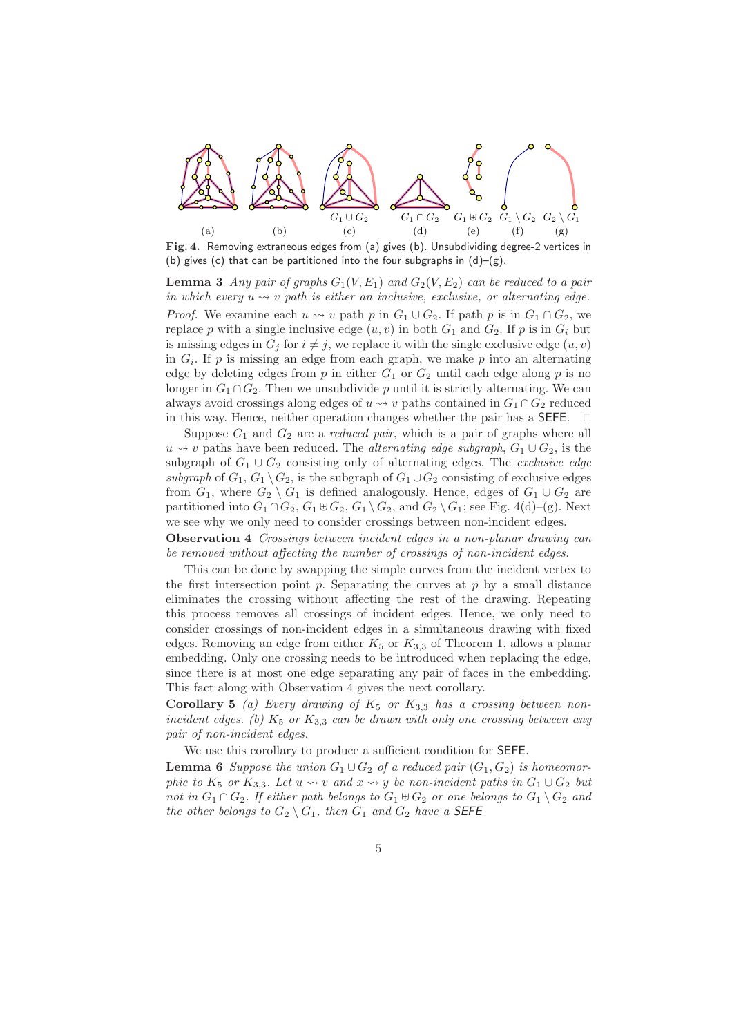**Fig. 4.** Removing extraneous edges from (a) gives (b). Unsubdividing degree-2 vertices in (b) gives (c) that can be partitioned into the four subgraphs in (d)–(g).

**Lemma 3** *Any pair of graphs $G_1(V, E_1)$ and $G_2(V, E_2)$ can be reduced to a pair in which every $u \rightsquigarrow v$ path is either an inclusive, exclusive, or alternating edge.*

*Proof.* We examine each $u \rightsquigarrow v$ path $p$ in $G_1 \cup G_2$. If path $p$ is in $G_1 \cap G_2$, we replace $p$ with a single inclusive edge $(u, v)$ in both $G_1$ and $G_2$. If $p$ is in $G_i$ but is missing edges in $G_j$ for $i \neq j$, we replace it with the single exclusive edge $(u, v)$ in $G_i$. If $p$ is missing an edge from each graph, we make $p$ into an alternating edge by deleting edges from $p$ in either $G_1$ or $G_2$ until each edge along $p$ is no longer in $G_1 \cap G_2$. Then we unsubdivide $p$ until it is strictly alternating. We can always avoid crossings along edges of $u \rightsquigarrow v$ paths contained in $G_1 \cap G_2$ reduced in this way. Hence, neither operation changes whether the pair has a SEFE. $\square$

Suppose $G_1$ and $G_2$ are a *reduced pair*, which is a pair of graphs where all $u \rightsquigarrow v$ paths have been reduced. The *alternating edge subgraph*, $G_1 \uplus G_2$, is the subgraph of $G_1 \cup G_2$ consisting only of alternating edges. The *exclusive edge subgraph* of $G_1$, $G_1 \setminus G_2$, is the subgraph of $G_1 \cup G_2$ consisting of exclusive edges from $G_1$, where $G_2 \setminus G_1$ is defined analogously. Hence, edges of $G_1 \cup G_2$ are partitioned into $G_1 \cap G_2$, $G_1 \uplus G_2$, $G_1 \setminus G_2$, and $G_2 \setminus G_1$; see Fig. 4(d)–(g). Next we see why we only need to consider crossings between non-incident edges.

**Observation 4** *Crossings between incident edges in a non-planar drawing can be removed without affecting the number of crossings of non-incident edges.*

This can be done by swapping the simple curves from the incident vertex to the first intersection point $p$. Separating the curves at $p$ by a small distance eliminates the crossing without affecting the rest of the drawing. Repeating this process removes all crossings of incident edges. Hence, we only need to consider crossings of non-incident edges in a simultaneous drawing with fixed edges. Removing an edge from either $K_5$ or $K_{3,3}$ of Theorem 1, allows a planar embedding. Only one crossing needs to be introduced when replacing the edge, since there is at most one edge separating any pair of faces in the embedding. This fact along with Observation 4 gives the next corollary.

**Corollary 5** *(a) Every drawing of $K_5$ or $K_{3,3}$ has a crossing between non-incident edges. (b) $K_5$ or $K_{3,3}$ can be drawn with only one crossing between any pair of non-incident edges.*

We use this corollary to produce a sufficient condition for SEFE.

**Lemma 6** *Suppose the union $G_1 \cup G_2$ of a reduced pair $(G_1, G_2)$ is homeomorphic to $K_5$ or $K_{3,3}$. Let $u \rightsquigarrow v$ and $x \rightsquigarrow y$ be non-incident paths in $G_1 \cup G_2$ but not in $G_1 \cap G_2$. If either path belongs to $G_1 \uplus G_2$ or one belongs to $G_1 \setminus G_2$ and the other belongs to $G_2 \setminus G_1$, then $G_1$ and $G_2$ have a SEFE*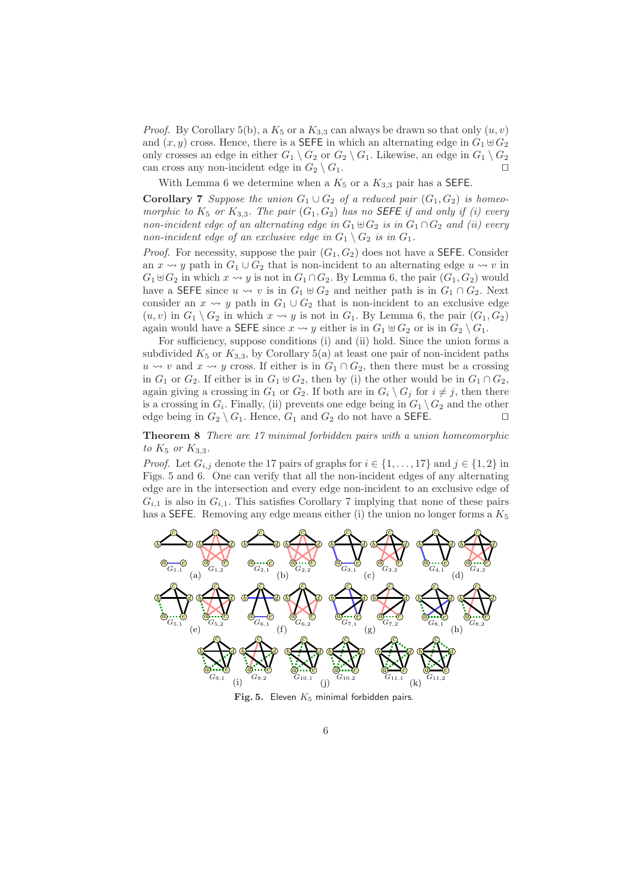*Proof.* By Corollary 5(b), a $K_5$ or a $K_{3,3}$ can always be drawn so that only $(u, v)$ and $(x, y)$ cross. Hence, there is a SEFE in which an alternating edge in $G_1 \uplus G_2$ only crosses an edge in either $G_1 \setminus G_2$ or $G_2 \setminus G_1$. Likewise, an edge in $G_1 \setminus G_2$ can cross any non-incident edge in $G_2 \setminus G_1$. □

With Lemma 6 we determine when a $K_5$ or a $K_{3,3}$ pair has a SEFE.

**Corollary 7** *Suppose the union $G_1 \cup G_2$ of a reduced pair $(G_1, G_2)$ is homeomorphic to $K_5$ or $K_{3,3}$. The pair $(G_1, G_2)$ has no SEFE if and only if (i) every non-incident edge of an alternating edge in $G_1 \uplus G_2$ is in $G_1 \cap G_2$ and (ii) every non-incident edge of an exclusive edge in $G_1 \setminus G_2$ is in $G_1$.*

*Proof.* For necessity, suppose the pair $(G_1, G_2)$ does not have a SEFE. Consider an $x \rightsquigarrow y$ path in $G_1 \cup G_2$ that is non-incident to an alternating edge $u \rightsquigarrow v$ in $G_1 \uplus G_2$ in which $x \rightsquigarrow y$ is not in $G_1 \cap G_2$. By Lemma 6, the pair $(G_1, G_2)$ would have a SEFE since $u \rightsquigarrow v$ is in $G_1 \uplus G_2$ and neither path is in $G_1 \cap G_2$. Next consider an $x \rightsquigarrow y$ path in $G_1 \cup G_2$ that is non-incident to an exclusive edge $(u, v)$ in $G_1 \setminus G_2$ in which $x \rightsquigarrow y$ is not in $G_1$. By Lemma 6, the pair $(G_1, G_2)$ again would have a SEFE since $x \rightsquigarrow y$ either is in $G_1 \uplus G_2$ or is in $G_2 \setminus G_1$.

For sufficiency, suppose conditions (i) and (ii) hold. Since the union forms a subdivided $K_5$ or $K_{3,3}$, by Corollary 5(a) at least one pair of non-incident paths $u \rightsquigarrow v$ and $x \rightsquigarrow y$ cross. If either is in $G_1 \cap G_2$, then there must be a crossing in $G_1$ or $G_2$. If either is in $G_1 \uplus G_2$, then by (i) the other would be in $G_1 \cap G_2$, again giving a crossing in $G_1$ or $G_2$. If both are in $G_i \setminus G_j$ for $i \neq j$, then there is a crossing in $G_i$. Finally, (ii) prevents one edge being in $G_1 \setminus G_2$ and the other edge being in $G_2 \setminus G_1$. Hence, $G_1$ and $G_2$ do not have a SEFE. □

**Theorem 8** *There are 17 minimal forbidden pairs with a union homeomorphic to $K_5$ or $K_{3,3}$.*

*Proof.* Let $G_{i,j}$ denote the 17 pairs of graphs for $i \in \{1, \ldots, 17\}$ and $j \in \{1, 2\}$ in Figs. 5 and 6. One can verify that all the non-incident edges of any alternating edge are in the intersection and every edge non-incident to an exclusive edge of $G_{i,1}$ is also in $G_{i,1}$. This satisfies Corollary 7 implying that none of these pairs has a SEFE. Removing any edge means either (i) the union no longer forms a $K_5$

**Fig. 5.** Eleven $K_5$ minimal forbidden pairs.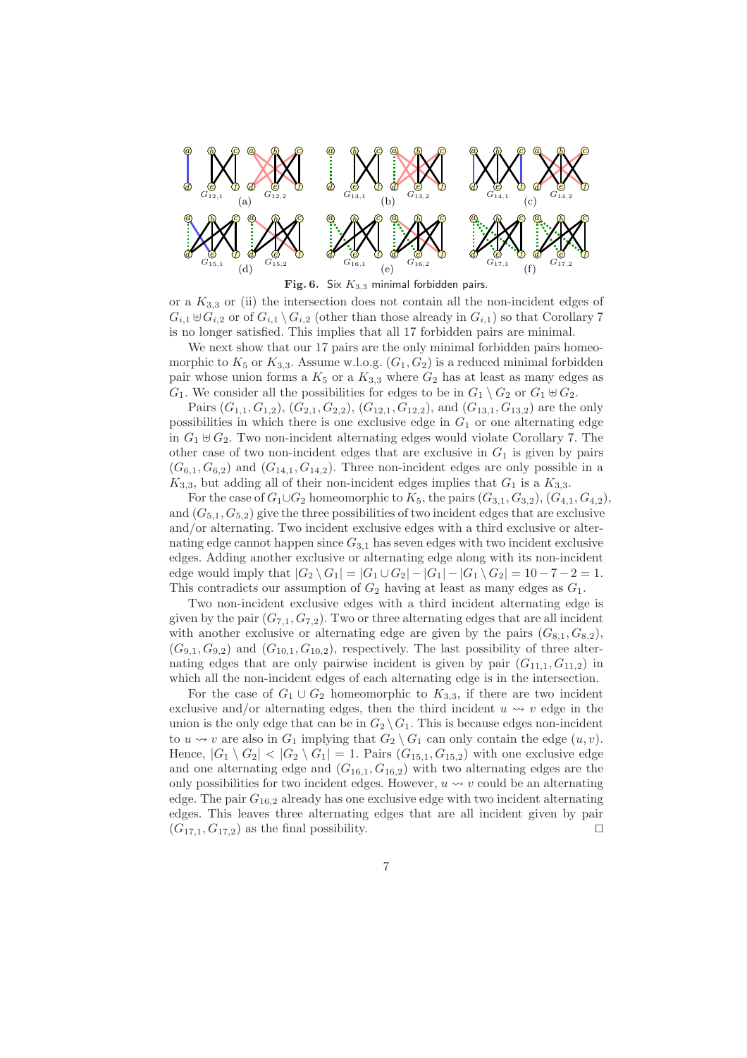**Fig. 6.** Six $K_{3,3}$ minimal forbidden pairs.

or a $K_{3,3}$ or (ii) the intersection does not contain all the non-incident edges of $G_{i,1} \uplus G_{i,2}$ or of $G_{i,1} \setminus G_{i,2}$ (other than those already in $G_{i,1}$) so that Corollary 7 is no longer satisfied. This implies that all 17 forbidden pairs are minimal.

We next show that our 17 pairs are the only minimal forbidden pairs homeomorphic to $K_5$ or $K_{3,3}$. Assume w.l.o.g. $(G_1, G_2)$ is a reduced minimal forbidden pair whose union forms a $K_5$ or a $K_{3,3}$ where $G_2$ has at least as many edges as $G_1$. We consider all the possibilities for edges to be in $G_1 \setminus G_2$ or $G_1 \uplus G_2$.

Pairs $(G_{1,1}, G_{1,2})$, $(G_{2,1}, G_{2,2})$, $(G_{12,1}, G_{12,2})$, and $(G_{13,1}, G_{13,2})$ are the only possibilities in which there is one exclusive edge in $G_1$ or one alternating edge in $G_1 \uplus G_2$. Two non-incident alternating edges would violate Corollary 7. The other case of two non-incident edges that are exclusive in $G_1$ is given by pairs $(G_{6,1}, G_{6,2})$ and $(G_{14,1}, G_{14,2})$. Three non-incident edges are only possible in a $K_{3,3}$, but adding all of their non-incident edges implies that $G_1$ is a $K_{3,3}$.

For the case of $G_1 \cup G_2$ homeomorphic to $K_5$, the pairs $(G_{3,1}, G_{3,2})$, $(G_{4,1}, G_{4,2})$, and $(G_{5,1}, G_{5,2})$ give the three possibilities of two incident edges that are exclusive and/or alternating. Two incident exclusive edges with a third exclusive or alternating edge cannot happen since $G_{3,1}$ has seven edges with two incident exclusive edges. Adding another exclusive or alternating edge along with its non-incident edge would imply that $|G_2 \setminus G_1| = |G_1 \cup G_2| - |G_1| - |G_1 \setminus G_2| = 10 - 7 - 2 = 1$. This contradicts our assumption of $G_2$ having at least as many edges as $G_1$.

Two non-incident exclusive edges with a third incident alternating edge is given by the pair $(G_{7,1}, G_{7,2})$. Two or three alternating edges that are all incident with another exclusive or alternating edge are given by the pairs $(G_{8,1}, G_{8,2})$, $(G_{9,1}, G_{9,2})$ and $(G_{10,1}, G_{10,2})$, respectively. The last possibility of three alternating edges that are only pairwise incident is given by pair $(G_{11,1}, G_{11,2})$ in which all the non-incident edges of each alternating edge is in the intersection.

For the case of $G_1 \cup G_2$ homeomorphic to $K_{3,3}$, if there are two incident exclusive and/or alternating edges, then the third incident $u \rightsquigarrow v$ edge in the union is the only edge that can be in $G_2 \setminus G_1$. This is because edges non-incident to $u \rightsquigarrow v$ are also in $G_1$ implying that $G_2 \setminus G_1$ can only contain the edge $(u, v)$. Hence, $|G_1 \setminus G_2| < |G_2 \setminus G_1| = 1$. Pairs $(G_{15,1}, G_{15,2})$ with one exclusive edge and one alternating edge and $(G_{16,1}, G_{16,2})$ with two alternating edges are the only possibilities for two incident edges. However, $u \rightsquigarrow v$ could be an alternating edge. The pair $G_{16,2}$ already has one exclusive edge with two incident alternating edges. This leaves three alternating edges that are all incident given by pair $(G_{17,1}, G_{17,2})$ as the final possibility. $\square$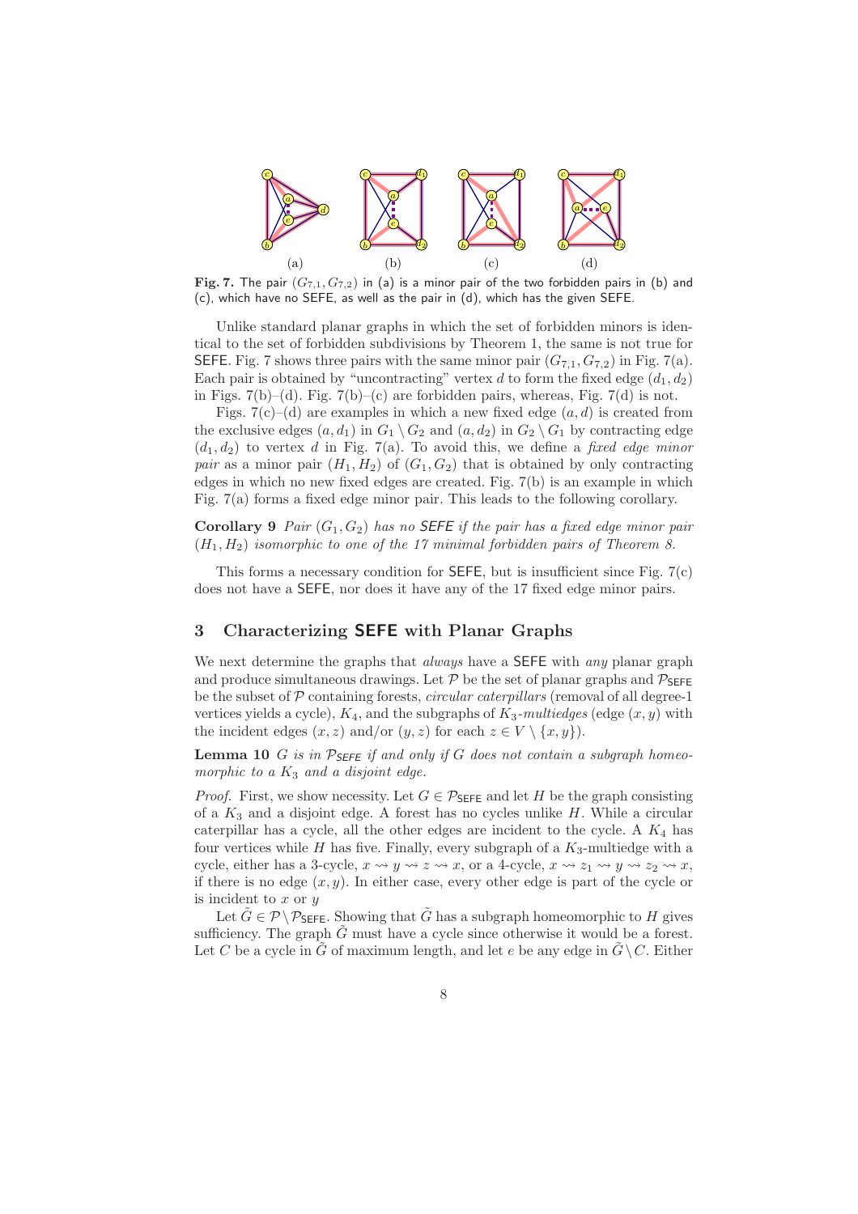**Fig. 7.** The pair $(G_{7,1}, G_{7,2})$ in (a) is a minor pair of the two forbidden pairs in (b) and (c), which have no SEFE, as well as the pair in (d), which has the given SEFE.

Unlike standard planar graphs in which the set of forbidden minors is identical to the set of forbidden subdivisions by Theorem 1, the same is not true for SEFE. Fig. 7 shows three pairs with the same minor pair $(G_{7,1}, G_{7,2})$ in Fig. 7(a). Each pair is obtained by "uncontracting" vertex $d$ to form the fixed edge $(d_1, d_2)$ in Figs. 7(b)–(d). Fig. 7(b)–(c) are forbidden pairs, whereas, Fig. 7(d) is not.

Figs. 7(c)–(d) are examples in which a new fixed edge $(a, d)$ is created from the exclusive edges $(a, d_1)$ in $G_1 \setminus G_2$ and $(a, d_2)$ in $G_2 \setminus G_1$ by contracting edge $(d_1, d_2)$ to vertex $d$ in Fig. 7(a). To avoid this, we define a *fixed edge minor pair* as a minor pair $(H_1, H_2)$ of $(G_1, G_2)$ that is obtained by only contracting edges in which no new fixed edges are created. Fig. 7(b) is an example in which Fig. 7(a) forms a fixed edge minor pair. This leads to the following corollary.

**Corollary 9** *Pair $(G_1, G_2)$ has no SEFE if the pair has a fixed edge minor pair $(H_1, H_2)$ isomorphic to one of the 17 minimal forbidden pairs of Theorem 8.*

This forms a necessary condition for SEFE, but is insufficient since Fig. 7(c) does not have a SEFE, nor does it have any of the 17 fixed edge minor pairs.

## 3 Characterizing SEFE with Planar Graphs

We next determine the graphs that *always* have a SEFE with *any* planar graph and produce simultaneous drawings. Let $\mathcal{P}$ be the set of planar graphs and $\mathcal{P}_{\mathsf{SEFE}}$ be the subset of $\mathcal{P}$ containing forests, *circular caterpillars* (removal of all degree-1 vertices yields a cycle), $K_4$, and the subgraphs of $K_3$*-multiedges* (edge $(x, y)$ with the incident edges $(x, z)$ and/or $(y, z)$ for each $z \in V \setminus \{x, y\}$).

**Lemma 10** *$G$ is in $\mathcal{P}_{\mathsf{SEFE}}$ if and only if $G$ does not contain a subgraph homeomorphic to a $K_3$ and a disjoint edge.*

*Proof.* First, we show necessity. Let $G \in \mathcal{P}_{\mathsf{SEFE}}$ and let $H$ be the graph consisting of a $K_3$ and a disjoint edge. A forest has no cycles unlike $H$. While a circular caterpillar has a cycle, all the other edges are incident to the cycle. A $K_4$ has four vertices while $H$ has five. Finally, every subgraph of a $K_3$-multiedge with a cycle, either has a 3-cycle, $x \rightsquigarrow y \rightsquigarrow z \rightsquigarrow x$, or a 4-cycle, $x \rightsquigarrow z_1 \rightsquigarrow y \rightsquigarrow z_2 \rightsquigarrow x$, if there is no edge $(x, y)$. In either case, every other edge is part of the cycle or is incident to $x$ or $y$

Let $\tilde{G} \in \mathcal{P} \setminus \mathcal{P}_{\mathsf{SEFE}}$. Showing that $\tilde{G}$ has a subgraph homeomorphic to $H$ gives sufficiency. The graph $\tilde{G}$ must have a cycle since otherwise it would be a forest. Let $C$ be a cycle in $\tilde{G}$ of maximum length, and let $e$ be any edge in $\tilde{G} \setminus C$. Either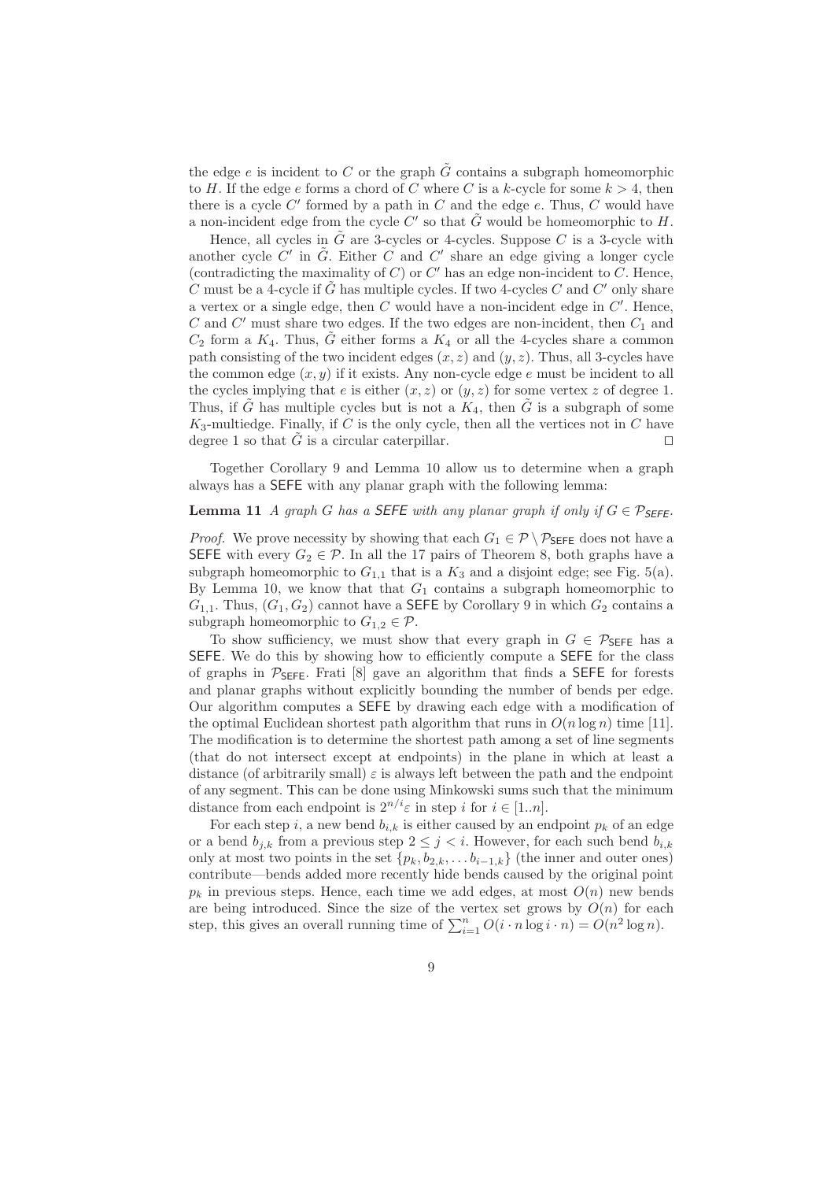the edge $e$ is incident to $C$ or the graph $\tilde{G}$ contains a subgraph homeomorphic to $H$. If the edge $e$ forms a chord of $C$ where $C$ is a $k$-cycle for some $k > 4$, then there is a cycle $C'$ formed by a path in $C$ and the edge $e$. Thus, $C$ would have a non-incident edge from the cycle $C'$ so that $\tilde{G}$ would be homeomorphic to $H$.

Hence, all cycles in $\tilde{G}$ are 3-cycles or 4-cycles. Suppose $C$ is a 3-cycle with another cycle $C'$ in $\tilde{G}$. Either $C$ and $C'$ share an edge giving a longer cycle (contradicting the maximality of $C$) or $C'$ has an edge non-incident to $C$. Hence, $C$ must be a 4-cycle if $\tilde{G}$ has multiple cycles. If two 4-cycles $C$ and $C'$ only share a vertex or a single edge, then $C$ would have a non-incident edge in $C'$. Hence, $C$ and $C'$ must share two edges. If the two edges are non-incident, then $C_1$ and $C_2$ form a $K_4$. Thus, $\tilde{G}$ either forms a $K_4$ or all the 4-cycles share a common path consisting of the two incident edges $(x, z)$ and $(y, z)$. Thus, all 3-cycles have the common edge $(x, y)$ if it exists. Any non-cycle edge $e$ must be incident to all the cycles implying that $e$ is either $(x, z)$ or $(y, z)$ for some vertex $z$ of degree 1. Thus, if $\tilde{G}$ has multiple cycles but is not a $K_4$, then $\tilde{G}$ is a subgraph of some $K_3$-multiedge. Finally, if $C$ is the only cycle, then all the vertices not in $C$ have degree 1 so that $\tilde{G}$ is a circular caterpillar. $\square$

Together Corollary 9 and Lemma 10 allow us to determine when a graph always has a SEFE with any planar graph with the following lemma:

**Lemma 11** *A graph $G$ has a SEFE with any planar graph if only if $G \in \mathcal{P}_{\mathsf{SEFE}}$.*

*Proof.* We prove necessity by showing that each $G_1 \in \mathcal{P} \setminus \mathcal{P}_{\mathsf{SEFE}}$ does not have a SEFE with every $G_2 \in \mathcal{P}$. In all the 17 pairs of Theorem 8, both graphs have a subgraph homeomorphic to $G_{1,1}$ that is a $K_3$ and a disjoint edge; see Fig. 5(a). By Lemma 10, we know that that $G_1$ contains a subgraph homeomorphic to $G_{1,1}$. Thus, $(G_1, G_2)$ cannot have a SEFE by Corollary 9 in which $G_2$ contains a subgraph homeomorphic to $G_{1,2} \in \mathcal{P}$.

To show sufficiency, we must show that every graph in $G \in \mathcal{P}_{\mathsf{SEFE}}$ has a SEFE. We do this by showing how to efficiently compute a SEFE for the class of graphs in $\mathcal{P}_{\mathsf{SEFE}}$. Frati [8] gave an algorithm that finds a SEFE for forests and planar graphs without explicitly bounding the number of bends per edge. Our algorithm computes a SEFE by drawing each edge with a modification of the optimal Euclidean shortest path algorithm that runs in $O(n \log n)$ time [11]. The modification is to determine the shortest path among a set of line segments (that do not intersect except at endpoints) in the plane in which at least a distance (of arbitrarily small) $\varepsilon$ is always left between the path and the endpoint of any segment. This can be done using Minkowski sums such that the minimum distance from each endpoint is $2^{n/i}\varepsilon$ in step $i$ for $i \in [1..n]$.

For each step $i$, a new bend $b_{i,k}$ is either caused by an endpoint $p_k$ of an edge or a bend $b_{j,k}$ from a previous step $2 \leq j < i$. However, for each such bend $b_{i,k}$ only at most two points in the set $\{p_k, b_{2,k}, \ldots b_{i-1,k}\}$ (the inner and outer ones) contribute—bends added more recently hide bends caused by the original point $p_k$ in previous steps. Hence, each time we add edges, at most $O(n)$ new bends are being introduced. Since the size of the vertex set grows by $O(n)$ for each step, this gives an overall running time of $\sum_{i=1}^{n} O(i \cdot n \log i \cdot n) = O(n^2 \log n)$.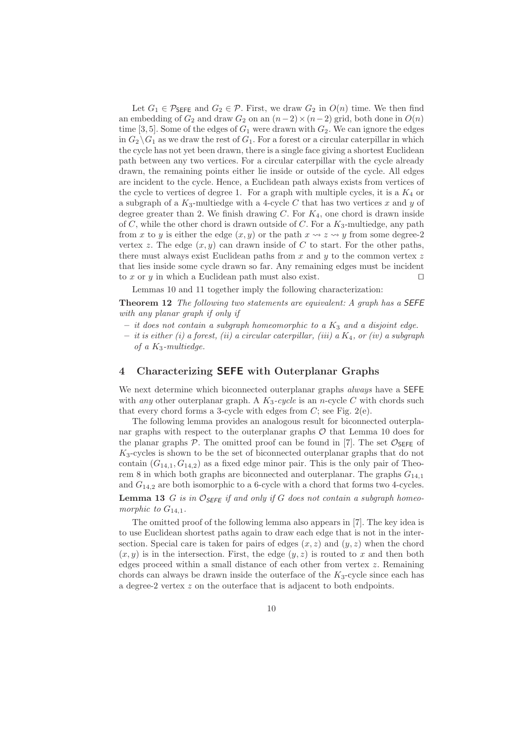Let $G_1 \in \mathcal{P}_{\mathsf{SEFE}}$ and $G_2 \in \mathcal{P}$. First, we draw $G_2$ in $O(n)$ time. We then find an embedding of $G_2$ and draw $G_2$ on an $(n-2)\times(n-2)$ grid, both done in $O(n)$ time [3, 5]. Some of the edges of $G_1$ were drawn with $G_2$. We can ignore the edges in $G_2 \setminus G_1$ as we draw the rest of $G_1$. For a forest or a circular caterpillar in which the cycle has not yet been drawn, there is a single face giving a shortest Euclidean path between any two vertices. For a circular caterpillar with the cycle already drawn, the remaining points either lie inside or outside of the cycle. All edges are incident to the cycle. Hence, a Euclidean path always exists from vertices of the cycle to vertices of degree 1. For a graph with multiple cycles, it is a $K_4$ or a subgraph of a $K_3$-multiedge with a 4-cycle $C$ that has two vertices $x$ and $y$ of degree greater than 2. We finish drawing $C$. For $K_4$, one chord is drawn inside of $C$, while the other chord is drawn outside of $C$. For a $K_3$-multiedge, any path from $x$ to $y$ is either the edge $(x, y)$ or the path $x \rightsquigarrow z \rightsquigarrow y$ from some degree-2 vertex $z$. The edge $(x, y)$ can drawn inside of $C$ to start. For the other paths, there must always exist Euclidean paths from $x$ and $y$ to the common vertex $z$ that lies inside some cycle drawn so far. Any remaining edges must be incident to $x$ or $y$ in which a Euclidean path must also exist. $\square$

Lemmas 10 and 11 together imply the following characterization:

**Theorem 12** *The following two statements are equivalent: A graph has a* SEFE *with any planar graph if only if*

- *it does not contain a subgraph homeomorphic to a $K_3$ and a disjoint edge.*
- *it is either (i) a forest, (ii) a circular caterpillar, (iii) a $K_4$, or (iv) a subgraph of a $K_3$-multiedge.*

## 4 Characterizing SEFE with Outerplanar Graphs

We next determine which biconnected outerplanar graphs *always* have a SEFE with *any* other outerplanar graph. A *$K_3$-cycle* is an $n$-cycle $C$ with chords such that every chord forms a 3-cycle with edges from $C$; see Fig. 2(e).

The following lemma provides an analogous result for biconnected outerplanar graphs with respect to the outerplanar graphs $\mathcal{O}$ that Lemma 10 does for the planar graphs $\mathcal{P}$. The omitted proof can be found in [7]. The set $\mathcal{O}_{\mathsf{SEFE}}$ of $K_3$-cycles is shown to be the set of biconnected outerplanar graphs that do not contain $(G_{14,1}, G_{14,2})$ as a fixed edge minor pair. This is the only pair of Theorem 8 in which both graphs are biconnected and outerplanar. The graphs $G_{14,1}$ and $G_{14,2}$ are both isomorphic to a 6-cycle with a chord that forms two 4-cycles.

**Lemma 13** *$G$ is in $\mathcal{O}_{\mathsf{SEFE}}$ if and only if $G$ does not contain a subgraph homeomorphic to $G_{14,1}$.*

The omitted proof of the following lemma also appears in [7]. The key idea is to use Euclidean shortest paths again to draw each edge that is not in the intersection. Special care is taken for pairs of edges $(x, z)$ and $(y, z)$ when the chord $(x, y)$ is in the intersection. First, the edge $(y, z)$ is routed to $x$ and then both edges proceed within a small distance of each other from vertex $z$. Remaining chords can always be drawn inside the outerface of the $K_3$-cycle since each has a degree-2 vertex $z$ on the outerface that is adjacent to both endpoints.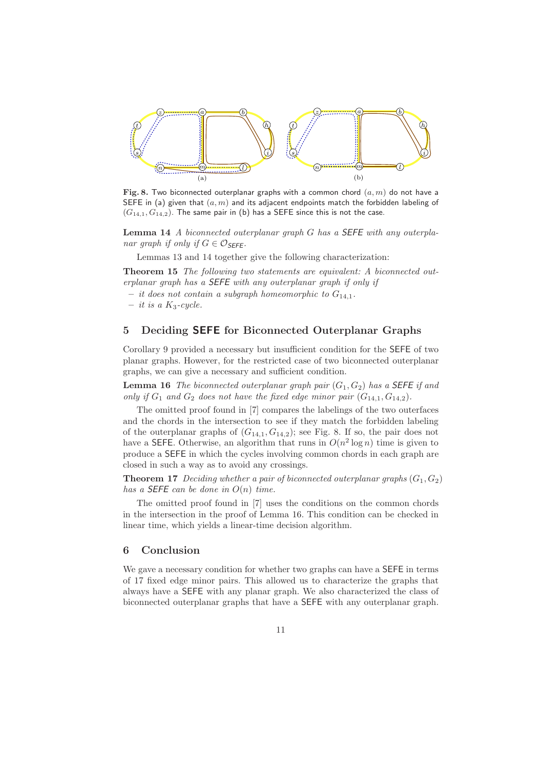Fig. 8. Two biconnected outerplanar graphs with a common chord $(a, m)$ do not have a SEFE in (a) given that $(a, m)$ and its adjacent endpoints match the forbidden labeling of $(G_{14,1}, G_{14,2})$. The same pair in (b) has a SEFE since this is not the case.

**Lemma 14** *A biconnected outerplanar graph $G$ has a SEFE with any outerplanar graph if only if $G \in \mathcal{O}_{SEFE}$.*

Lemmas 13 and 14 together give the following characterization:

**Theorem 15** *The following two statements are equivalent: A biconnected outerplanar graph has a SEFE with any outerplanar graph if only if*

- *it does not contain a subgraph homeomorphic to $G_{14,1}$.*
- *it is a $K_3$-cycle.*

## 5 Deciding SEFE for Biconnected Outerplanar Graphs

Corollary 9 provided a necessary but insufficient condition for the SEFE of two planar graphs. However, for the restricted case of two biconnected outerplanar graphs, we can give a necessary and sufficient condition.

**Lemma 16** *The biconnected outerplanar graph pair $(G_1, G_2)$ has a SEFE if and only if $G_1$ and $G_2$ does not have the fixed edge minor pair $(G_{14,1}, G_{14,2})$.*

The omitted proof found in [7] compares the labelings of the two outerfaces and the chords in the intersection to see if they match the forbidden labeling of the outerplanar graphs of $(G_{14,1}, G_{14,2})$; see Fig. 8. If so, the pair does not have a SEFE. Otherwise, an algorithm that runs in $O(n^2 \log n)$ time is given to produce a SEFE in which the cycles involving common chords in each graph are closed in such a way as to avoid any crossings.

**Theorem 17** *Deciding whether a pair of biconnected outerplanar graphs $(G_1, G_2)$ has a SEFE can be done in $O(n)$ time.*

The omitted proof found in [7] uses the conditions on the common chords in the intersection in the proof of Lemma 16. This condition can be checked in linear time, which yields a linear-time decision algorithm.

## 6 Conclusion

We gave a necessary condition for whether two graphs can have a SEFE in terms of 17 fixed edge minor pairs. This allowed us to characterize the graphs that always have a SEFE with any planar graph. We also characterized the class of biconnected outerplanar graphs that have a SEFE with any outerplanar graph.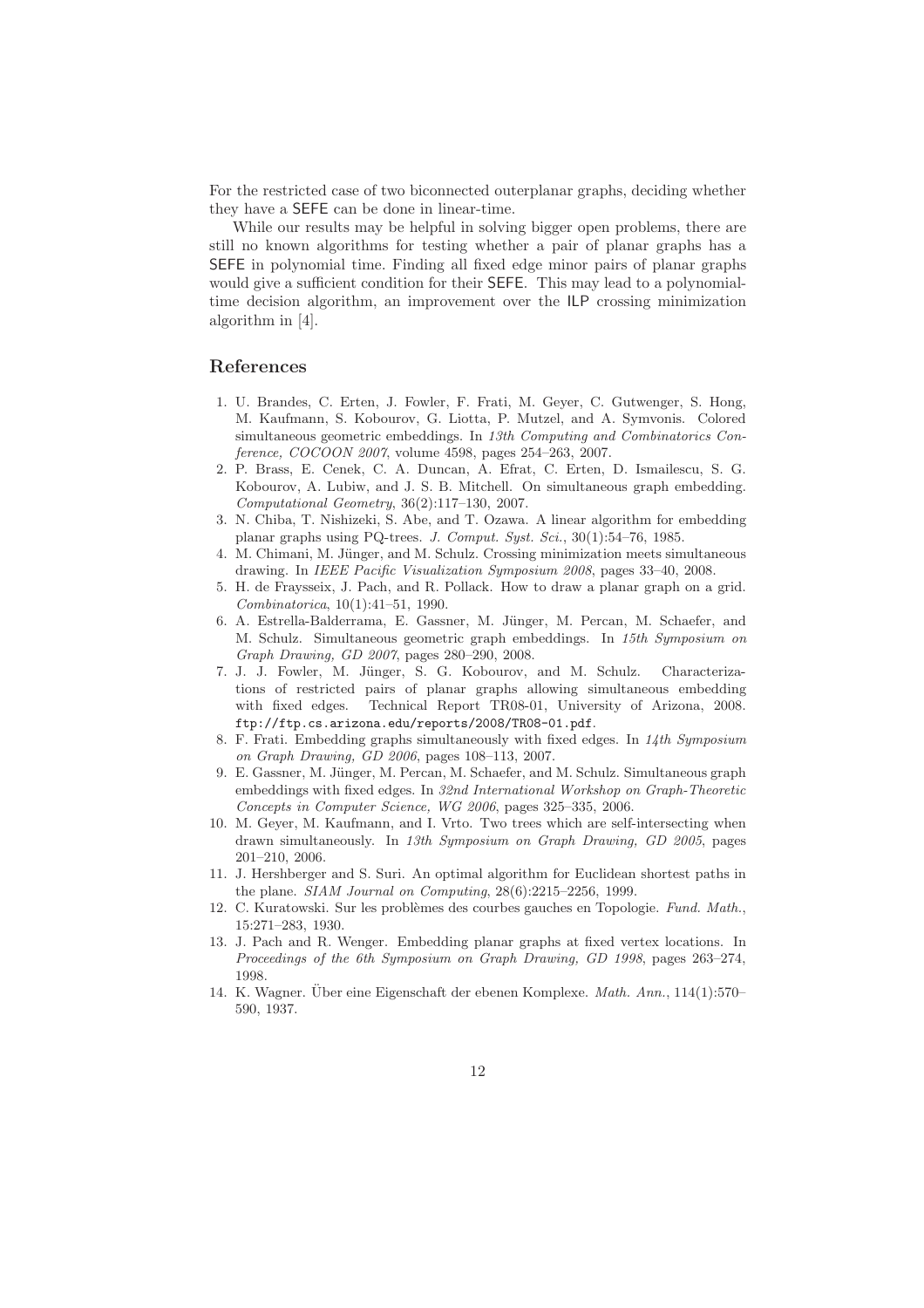For the restricted case of two biconnected outerplanar graphs, deciding whether they have a SEFE can be done in linear-time.

While our results may be helpful in solving bigger open problems, there are still no known algorithms for testing whether a pair of planar graphs has a SEFE in polynomial time. Finding all fixed edge minor pairs of planar graphs would give a sufficient condition for their SEFE. This may lead to a polynomial-time decision algorithm, an improvement over the ILP crossing minimization algorithm in [4].

## References

1. U. Brandes, C. Erten, J. Fowler, F. Frati, M. Geyer, C. Gutwenger, S. Hong, M. Kaufmann, S. Kobourov, G. Liotta, P. Mutzel, and A. Symvonis. Colored simultaneous geometric embeddings. In *13th Computing and Combinatorics Conference, COCOON 2007*, volume 4598, pages 254–263, 2007.
2. P. Brass, E. Cenek, C. A. Duncan, A. Efrat, C. Erten, D. Ismailescu, S. G. Kobourov, A. Lubiw, and J. S. B. Mitchell. On simultaneous graph embedding. *Computational Geometry*, 36(2):117–130, 2007.
3. N. Chiba, T. Nishizeki, S. Abe, and T. Ozawa. A linear algorithm for embedding planar graphs using PQ-trees. *J. Comput. Syst. Sci.*, 30(1):54–76, 1985.
4. M. Chimani, M. Jünger, and M. Schulz. Crossing minimization meets simultaneous drawing. In *IEEE Pacific Visualization Symposium 2008*, pages 33–40, 2008.
5. H. de Fraysseix, J. Pach, and R. Pollack. How to draw a planar graph on a grid. *Combinatorica*, 10(1):41–51, 1990.
6. A. Estrella-Balderrama, E. Gassner, M. Jünger, M. Percan, M. Schaefer, and M. Schulz. Simultaneous geometric graph embeddings. In *15th Symposium on Graph Drawing, GD 2007*, pages 280–290, 2008.
7. J. J. Fowler, M. Jünger, S. G. Kobourov, and M. Schulz. Characterizations of restricted pairs of planar graphs allowing simultaneous embedding with fixed edges. Technical Report TR08-01, University of Arizona, 2008. `ftp://ftp.cs.arizona.edu/reports/2008/TR08-01.pdf`.
8. F. Frati. Embedding graphs simultaneously with fixed edges. In *14th Symposium on Graph Drawing, GD 2006*, pages 108–113, 2007.
9. E. Gassner, M. Jünger, M. Percan, M. Schaefer, and M. Schulz. Simultaneous graph embeddings with fixed edges. In *32nd International Workshop on Graph-Theoretic Concepts in Computer Science, WG 2006*, pages 325–335, 2006.
10. M. Geyer, M. Kaufmann, and I. Vrto. Two trees which are self-intersecting when drawn simultaneously. In *13th Symposium on Graph Drawing, GD 2005*, pages 201–210, 2006.
11. J. Hershberger and S. Suri. An optimal algorithm for Euclidean shortest paths in the plane. *SIAM Journal on Computing*, 28(6):2215–2256, 1999.
12. C. Kuratowski. Sur les problèmes des courbes gauches en Topologie. *Fund. Math.*, 15:271–283, 1930.
13. J. Pach and R. Wenger. Embedding planar graphs at fixed vertex locations. In *Proceedings of the 6th Symposium on Graph Drawing, GD 1998*, pages 263–274, 1998.
14. K. Wagner. Über eine Eigenschaft der ebenen Komplexe. *Math. Ann.*, 114(1):570–590, 1937.